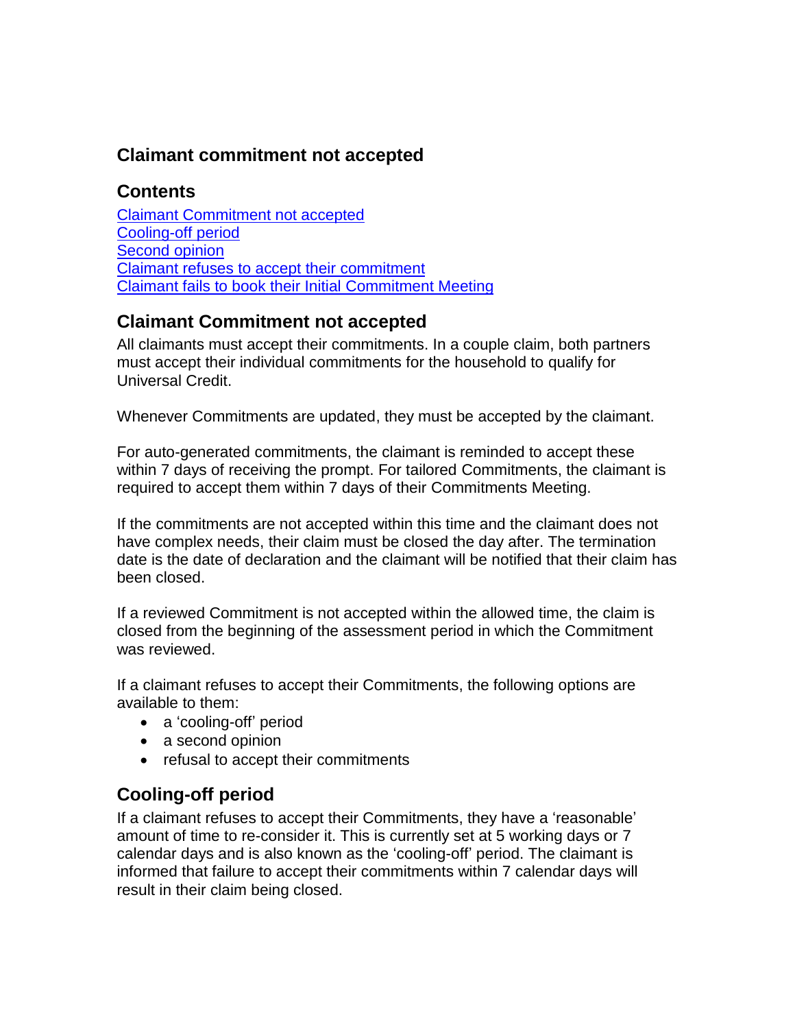# Claimant commitment not accepted

## Contents

[Claimant Commitment not accepted](#)
[Cooling-off period](#)
[Second opinion](#)
[Claimant refuses to accept their commitment](#)
[Claimant fails to book their Initial Commitment Meeting](#)

## Claimant Commitment not accepted

All claimants must accept their commitments. In a couple claim, both partners must accept their individual commitments for the household to qualify for Universal Credit.

Whenever Commitments are updated, they must be accepted by the claimant.

For auto-generated commitments, the claimant is reminded to accept these within 7 days of receiving the prompt. For tailored Commitments, the claimant is required to accept them within 7 days of their Commitments Meeting.

If the commitments are not accepted within this time and the claimant does not have complex needs, their claim must be closed the day after. The termination date is the date of declaration and the claimant will be notified that their claim has been closed.

If a reviewed Commitment is not accepted within the allowed time, the claim is closed from the beginning of the assessment period in which the Commitment was reviewed.

If a claimant refuses to accept their Commitments, the following options are available to them:

- a 'cooling-off' period
- a second opinion
- refusal to accept their commitments

## Cooling-off period

If a claimant refuses to accept their Commitments, they have a 'reasonable' amount of time to re-consider it. This is currently set at 5 working days or 7 calendar days and is also known as the 'cooling-off' period. The claimant is informed that failure to accept their commitments within 7 calendar days will result in their claim being closed.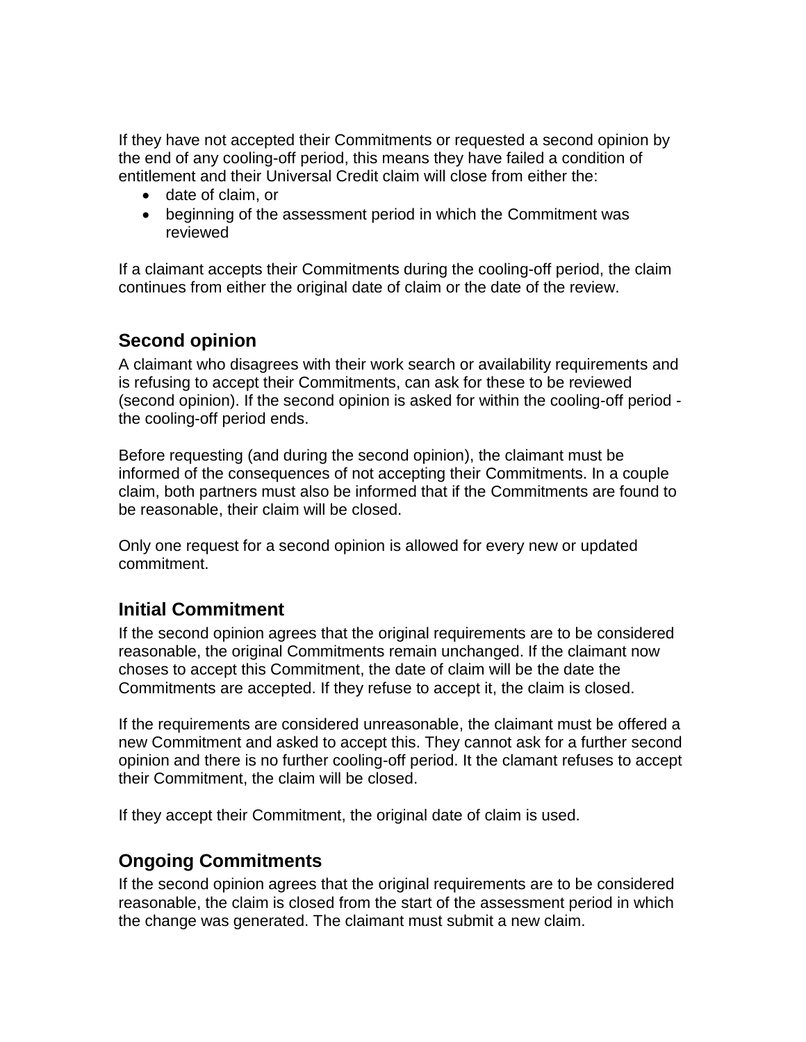If they have not accepted their Commitments or requested a second opinion by the end of any cooling-off period, this means they have failed a condition of entitlement and their Universal Credit claim will close from either the:

- date of claim, or
- beginning of the assessment period in which the Commitment was reviewed

If a claimant accepts their Commitments during the cooling-off period, the claim continues from either the original date of claim or the date of the review.

## Second opinion

A claimant who disagrees with their work search or availability requirements and is refusing to accept their Commitments, can ask for these to be reviewed (second opinion). If the second opinion is asked for within the cooling-off period - the cooling-off period ends.

Before requesting (and during the second opinion), the claimant must be informed of the consequences of not accepting their Commitments. In a couple claim, both partners must also be informed that if the Commitments are found to be reasonable, their claim will be closed.

Only one request for a second opinion is allowed for every new or updated commitment.

## Initial Commitment

If the second opinion agrees that the original requirements are to be considered reasonable, the original Commitments remain unchanged. If the claimant now choses to accept this Commitment, the date of claim will be the date the Commitments are accepted. If they refuse to accept it, the claim is closed.

If the requirements are considered unreasonable, the claimant must be offered a new Commitment and asked to accept this. They cannot ask for a further second opinion and there is no further cooling-off period. It the clamant refuses to accept their Commitment, the claim will be closed.

If they accept their Commitment, the original date of claim is used.

## Ongoing Commitments

If the second opinion agrees that the original requirements are to be considered reasonable, the claim is closed from the start of the assessment period in which the change was generated. The claimant must submit a new claim.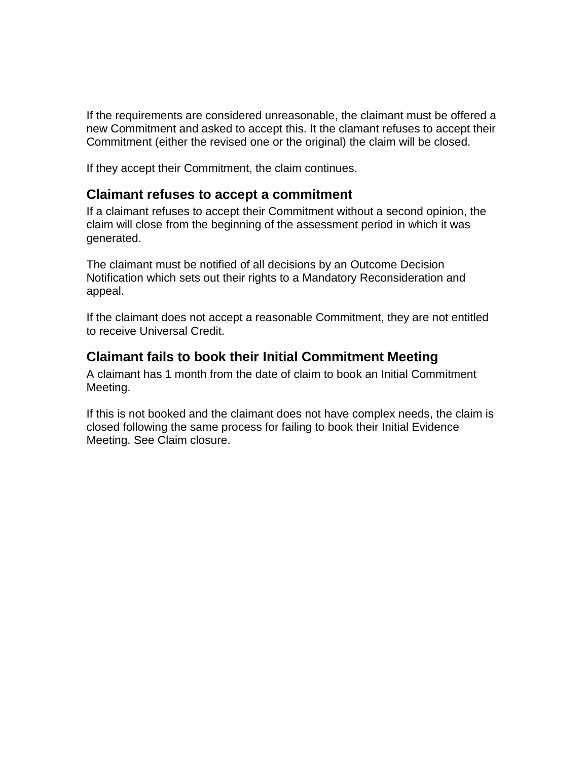If the requirements are considered unreasonable, the claimant must be offered a new Commitment and asked to accept this. It the clamant refuses to accept their Commitment (either the revised one or the original) the claim will be closed.

If they accept their Commitment, the claim continues.

## Claimant refuses to accept a commitment

If a claimant refuses to accept their Commitment without a second opinion, the claim will close from the beginning of the assessment period in which it was generated.

The claimant must be notified of all decisions by an Outcome Decision Notification which sets out their rights to a Mandatory Reconsideration and appeal.

If the claimant does not accept a reasonable Commitment, they are not entitled to receive Universal Credit.

## Claimant fails to book their Initial Commitment Meeting

A claimant has 1 month from the date of claim to book an Initial Commitment Meeting.

If this is not booked and the claimant does not have complex needs, the claim is closed following the same process for failing to book their Initial Evidence Meeting. See Claim closure.